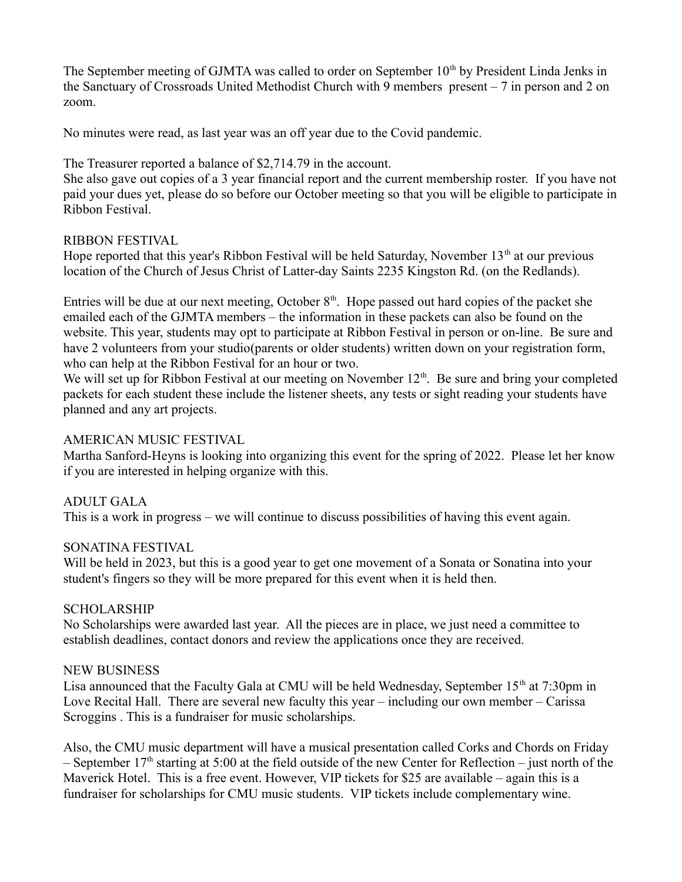The September meeting of GJMTA was called to order on September 10th by President Linda Jenks in the Sanctuary of Crossroads United Methodist Church with 9 members present – 7 in person and 2 on zoom.

No minutes were read, as last year was an off year due to the Covid pandemic.

The Treasurer reported a balance of $2,714.79 in the account.
She also gave out copies of a 3 year financial report and the current membership roster. If you have not paid your dues yet, please do so before our October meeting so that you will be eligible to participate in Ribbon Festival.

## RIBBON FESTIVAL

Hope reported that this year's Ribbon Festival will be held Saturday, November 13th at our previous location of the Church of Jesus Christ of Latter-day Saints 2235 Kingston Rd. (on the Redlands).

Entries will be due at our next meeting, October 8th. Hope passed out hard copies of the packet she emailed each of the GJMTA members – the information in these packets can also be found on the website. This year, students may opt to participate at Ribbon Festival in person or on-line. Be sure and have 2 volunteers from your studio(parents or older students) written down on your registration form, who can help at the Ribbon Festival for an hour or two.
We will set up for Ribbon Festival at our meeting on November 12th. Be sure and bring your completed packets for each student these include the listener sheets, any tests or sight reading your students have planned and any art projects.

## AMERICAN MUSIC FESTIVAL

Martha Sanford-Heyns is looking into organizing this event for the spring of 2022. Please let her know if you are interested in helping organize with this.

## ADULT GALA

This is a work in progress – we will continue to discuss possibilities of having this event again.

## SONATINA FESTIVAL

Will be held in 2023, but this is a good year to get one movement of a Sonata or Sonatina into your student's fingers so they will be more prepared for this event when it is held then.

## SCHOLARSHIP

No Scholarships were awarded last year. All the pieces are in place, we just need a committee to establish deadlines, contact donors and review the applications once they are received.

## NEW BUSINESS

Lisa announced that the Faculty Gala at CMU will be held Wednesday, September 15th at 7:30pm in Love Recital Hall. There are several new faculty this year – including our own member – Carissa Scroggins . This is a fundraiser for music scholarships.

Also, the CMU music department will have a musical presentation called Corks and Chords on Friday – September 17th starting at 5:00 at the field outside of the new Center for Reflection – just north of the Maverick Hotel. This is a free event. However, VIP tickets for $25 are available – again this is a fundraiser for scholarships for CMU music students. VIP tickets include complementary wine.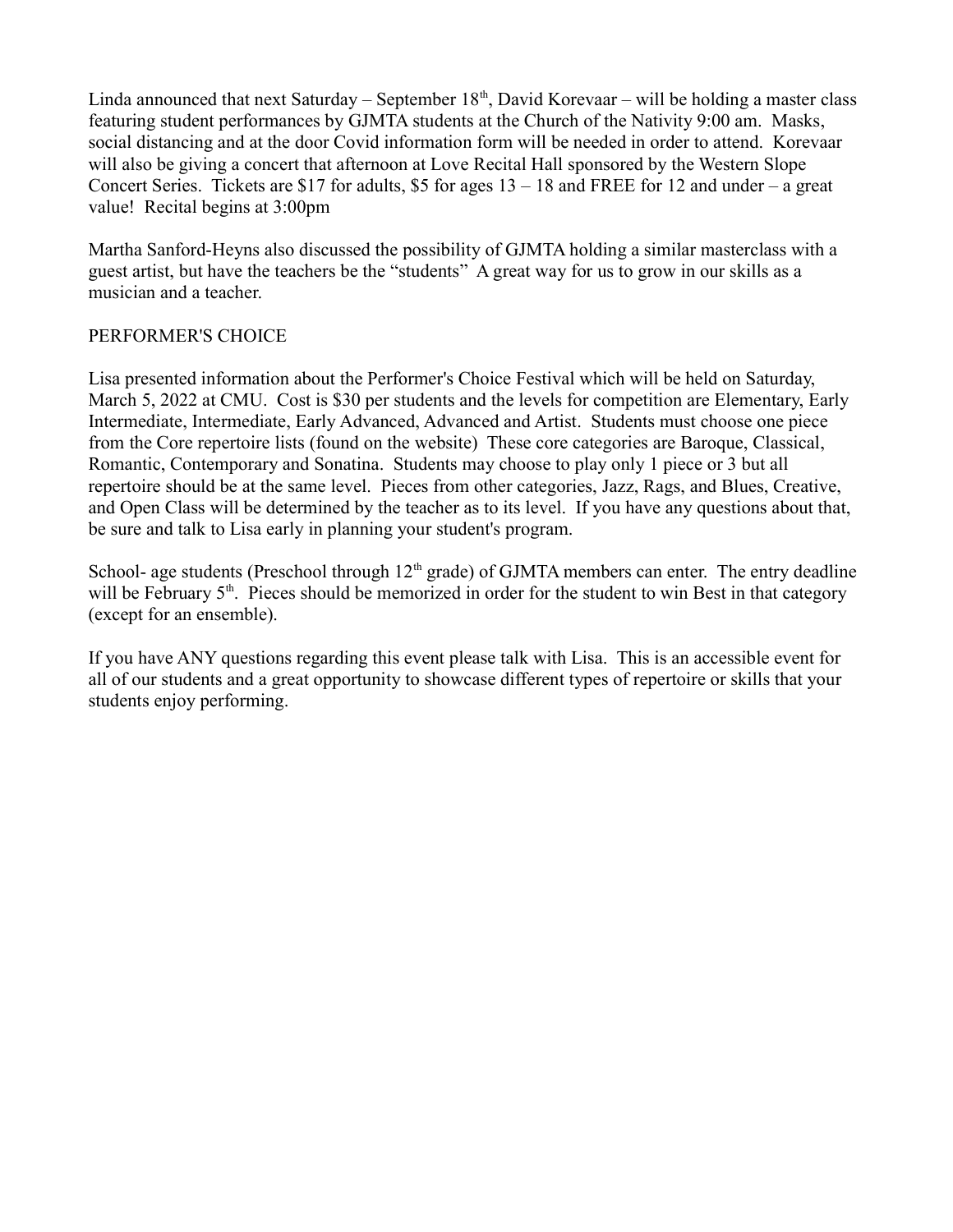Linda announced that next Saturday – September 18th, David Korevaar – will be holding a master class featuring student performances by GJMTA students at the Church of the Nativity 9:00 am. Masks, social distancing and at the door Covid information form will be needed in order to attend. Korevaar will also be giving a concert that afternoon at Love Recital Hall sponsored by the Western Slope Concert Series. Tickets are $17 for adults, $5 for ages 13 – 18 and FREE for 12 and under – a great value! Recital begins at 3:00pm

Martha Sanford-Heyns also discussed the possibility of GJMTA holding a similar masterclass with a guest artist, but have the teachers be the "students" A great way for us to grow in our skills as a musician and a teacher.

PERFORMER'S CHOICE

Lisa presented information about the Performer's Choice Festival which will be held on Saturday, March 5, 2022 at CMU. Cost is $30 per students and the levels for competition are Elementary, Early Intermediate, Intermediate, Early Advanced, Advanced and Artist. Students must choose one piece from the Core repertoire lists (found on the website) These core categories are Baroque, Classical, Romantic, Contemporary and Sonatina. Students may choose to play only 1 piece or 3 but all repertoire should be at the same level. Pieces from other categories, Jazz, Rags, and Blues, Creative, and Open Class will be determined by the teacher as to its level. If you have any questions about that, be sure and talk to Lisa early in planning your student's program.

School- age students (Preschool through 12th grade) of GJMTA members can enter. The entry deadline will be February 5th. Pieces should be memorized in order for the student to win Best in that category (except for an ensemble).

If you have ANY questions regarding this event please talk with Lisa. This is an accessible event for all of our students and a great opportunity to showcase different types of repertoire or skills that your students enjoy performing.